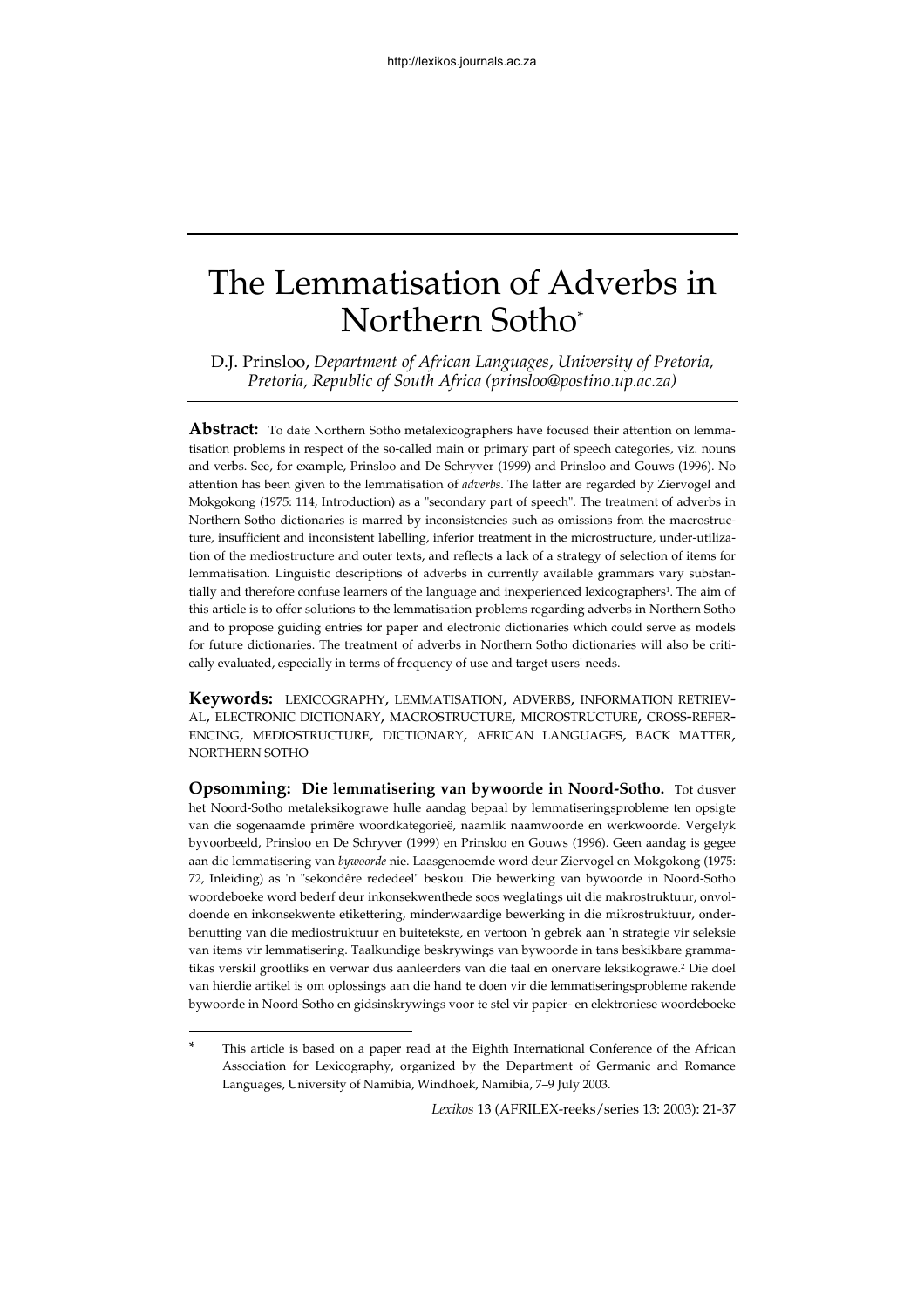# The Lemmatisation of Adverbs in Northern Sotho*

D.J. Prinsloo, *Department of African Languages, University of Pretoria, Pretoria, Republic of South Africa (prinsloo@postino.up.ac.za)*

**Abstract:** To date Northern Sotho metalexicographers have focused their attention on lemmatisation problems in respect of the so-called main or primary part of speech categories, viz. nouns and verbs. See, for example, Prinsloo and De Schryver (1999) and Prinsloo and Gouws (1996). No attention has been given to the lemmatisation of *adverbs*. The latter are regarded by Ziervogel and Mokgokong (1975: 114, Introduction) as a "secondary part of speech". The treatment of adverbs in Northern Sotho dictionaries is marred by inconsistencies such as omissions from the macrostructure, insufficient and inconsistent labelling, inferior treatment in the microstructure, under-utilization of the mediostructure and outer texts, and reflects a lack of a strategy of selection of items for lemmatisation. Linguistic descriptions of adverbs in currently available grammars vary substantially and therefore confuse learners of the language and inexperienced lexicographers[1]. The aim of this article is to offer solutions to the lemmatisation problems regarding adverbs in Northern Sotho and to propose guiding entries for paper and electronic dictionaries which could serve as models for future dictionaries. The treatment of adverbs in Northern Sotho dictionaries will also be critically evaluated, especially in terms of frequency of use and target users' needs.

**Keywords:** LEXICOGRAPHY, LEMMATISATION, ADVERBS, INFORMATION RETRIEVAL, ELECTRONIC DICTIONARY, MACROSTRUCTURE, MICROSTRUCTURE, CROSS-REFERENCING, MEDIOSTRUCTURE, DICTIONARY, AFRICAN LANGUAGES, BACK MATTER, NORTHERN SOTHO

**Opsomming: Die lemmatisering van bywoorde in Noord-Sotho.** Tot dusver het Noord-Sotho metaleksikograwe hulle aandag bepaal by lemmatiseringsprobleme ten opsigte van die sogenaamde primêre woordkategorieë, naamlik naamwoorde en werkwoorde. Vergelyk byvoorbeeld, Prinsloo en De Schryver (1999) en Prinsloo en Gouws (1996). Geen aandag is gegee aan die lemmatisering van *bywoorde* nie. Laasgenoemde word deur Ziervogel en Mokgokong (1975: 72, Inleiding) as 'n "sekondêre rededeel" beskou. Die bewerking van bywoorde in Noord-Sotho woordeboeke word bederf deur inkonsekwenthede soos weglatings uit die makrostruktuur, onvoldoende en inkonsekwente etikettering, minderwaardige bewerking in die mikrostruktuur, onderbenutting van die mediostruktuur en buitetekste, en vertoon 'n gebrek aan 'n strategie vir seleksie van items vir lemmatisering. Taalkundige beskrywings van bywoorde in tans beskikbare grammatikas verskil grootliks en verwar dus aanleerders van die taal en onervare leksikograwe.[2] Die doel van hierdie artikel is om oplossings aan die hand te doen vir die lemmatiseringsprobleme rakende bywoorde in Noord-Sotho en gidsinskrywings voor te stel vir papier- en elektroniese woordeboeke

---

\* This article is based on a paper read at the Eighth International Conference of the African Association for Lexicography, organized by the Department of Germanic and Romance Languages, University of Namibia, Windhoek, Namibia, 7–9 July 2003.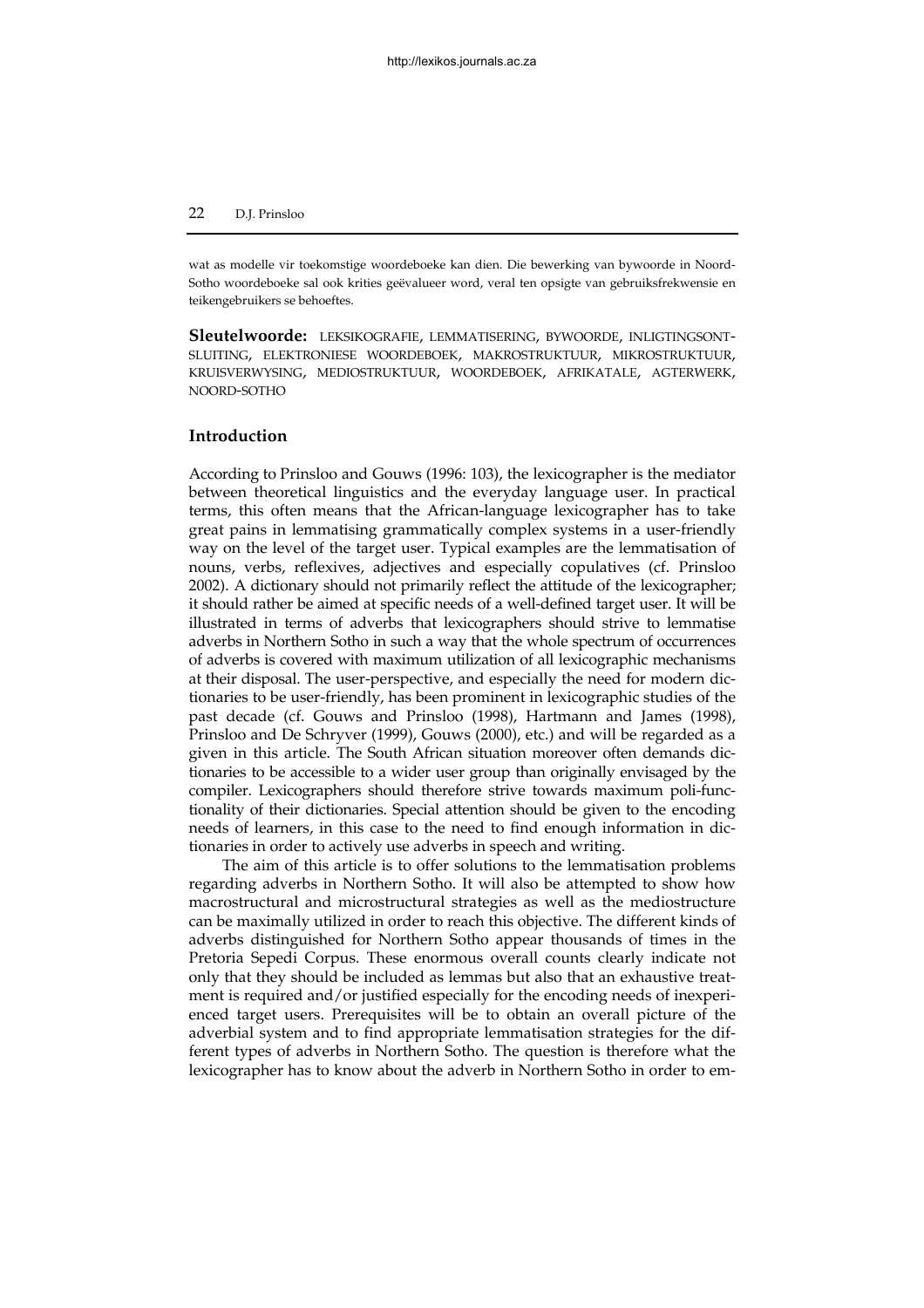wat as modelle vir toekomstige woordeboeke kan dien. Die bewerking van bywoorde in Noord-Sotho woordeboeke sal ook krities geëvalueer word, veral ten opsigte van gebruiksfrekwensie en teikengebruikers se behoeftes.

**Sleutelwoorde:** LEKSIKOGRAFIE, LEMMATISERING, BYWOORDE, INLIGTINGSONTSLUITING, ELEKTRONIESE WOORDEBOEK, MAKROSTRUKTUUR, MIKROSTRUKTUUR, KRUISVERWYSING, MEDIOSTRUKTUUR, WOORDEBOEK, AFRIKATALE, AGTERWERK, NOORD-SOTHO

## Introduction

According to Prinsloo and Gouws (1996: 103), the lexicographer is the mediator between theoretical linguistics and the everyday language user. In practical terms, this often means that the African-language lexicographer has to take great pains in lemmatising grammatically complex systems in a user-friendly way on the level of the target user. Typical examples are the lemmatisation of nouns, verbs, reflexives, adjectives and especially copulatives (cf. Prinsloo 2002). A dictionary should not primarily reflect the attitude of the lexicographer; it should rather be aimed at specific needs of a well-defined target user. It will be illustrated in terms of adverbs that lexicographers should strive to lemmatise adverbs in Northern Sotho in such a way that the whole spectrum of occurrences of adverbs is covered with maximum utilization of all lexicographic mechanisms at their disposal. The user-perspective, and especially the need for modern dictionaries to be user-friendly, has been prominent in lexicographic studies of the past decade (cf. Gouws and Prinsloo (1998), Hartmann and James (1998), Prinsloo and De Schryver (1999), Gouws (2000), etc.) and will be regarded as a given in this article. The South African situation moreover often demands dictionaries to be accessible to a wider user group than originally envisaged by the compiler. Lexicographers should therefore strive towards maximum poli-functionality of their dictionaries. Special attention should be given to the encoding needs of learners, in this case to the need to find enough information in dictionaries in order to actively use adverbs in speech and writing.

The aim of this article is to offer solutions to the lemmatisation problems regarding adverbs in Northern Sotho. It will also be attempted to show how macrostructural and microstructural strategies as well as the mediostructure can be maximally utilized in order to reach this objective. The different kinds of adverbs distinguished for Northern Sotho appear thousands of times in the Pretoria Sepedi Corpus. These enormous overall counts clearly indicate not only that they should be included as lemmas but also that an exhaustive treatment is required and/or justified especially for the encoding needs of inexperienced target users. Prerequisites will be to obtain an overall picture of the adverbial system and to find appropriate lemmatisation strategies for the different types of adverbs in Northern Sotho. The question is therefore what the lexicographer has to know about the adverb in Northern Sotho in order to em-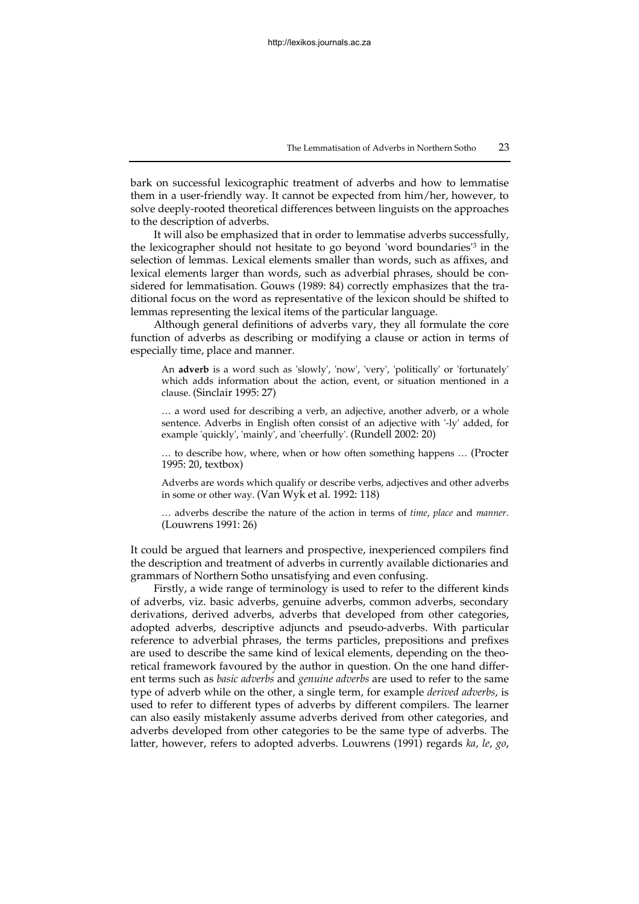bark on successful lexicographic treatment of adverbs and how to lemmatise them in a user-friendly way. It cannot be expected from him/her, however, to solve deeply-rooted theoretical differences between linguists on the approaches to the description of adverbs.

It will also be emphasized that in order to lemmatise adverbs successfully, the lexicographer should not hesitate to go beyond 'word boundaries'[3] in the selection of lemmas. Lexical elements smaller than words, such as affixes, and lexical elements larger than words, such as adverbial phrases, should be considered for lemmatisation. Gouws (1989: 84) correctly emphasizes that the traditional focus on the word as representative of the lexicon should be shifted to lemmas representing the lexical items of the particular language.

Although general definitions of adverbs vary, they all formulate the core function of adverbs as describing or modifying a clause or action in terms of especially time, place and manner.

> An **adverb** is a word such as 'slowly', 'now', 'very', 'politically' or 'fortunately' which adds information about the action, event, or situation mentioned in a clause. (Sinclair 1995: 27)
>
> … a word used for describing a verb, an adjective, another adverb, or a whole sentence. Adverbs in English often consist of an adjective with '-ly' added, for example 'quickly', 'mainly', and 'cheerfully'. (Rundell 2002: 20)
>
> … to describe how, where, when or how often something happens … (Procter 1995: 20, textbox)
>
> Adverbs are words which qualify or describe verbs, adjectives and other adverbs in some or other way. (Van Wyk et al. 1992: 118)
>
> … adverbs describe the nature of the action in terms of *time*, *place* and *manner*. (Louwrens 1991: 26)

It could be argued that learners and prospective, inexperienced compilers find the description and treatment of adverbs in currently available dictionaries and grammars of Northern Sotho unsatisfying and even confusing.

Firstly, a wide range of terminology is used to refer to the different kinds of adverbs, viz. basic adverbs, genuine adverbs, common adverbs, secondary derivations, derived adverbs, adverbs that developed from other categories, adopted adverbs, descriptive adjuncts and pseudo-adverbs. With particular reference to adverbial phrases, the terms particles, prepositions and prefixes are used to describe the same kind of lexical elements, depending on the theoretical framework favoured by the author in question. On the one hand different terms such as *basic adverbs* and *genuine adverbs* are used to refer to the same type of adverb while on the other, a single term, for example *derived adverbs*, is used to refer to different types of adverbs by different compilers. The learner can also easily mistakenly assume adverbs derived from other categories, and adverbs developed from other categories to be the same type of adverbs. The latter, however, refers to adopted adverbs. Louwrens (1991) regards *ka*, *le*, *go*,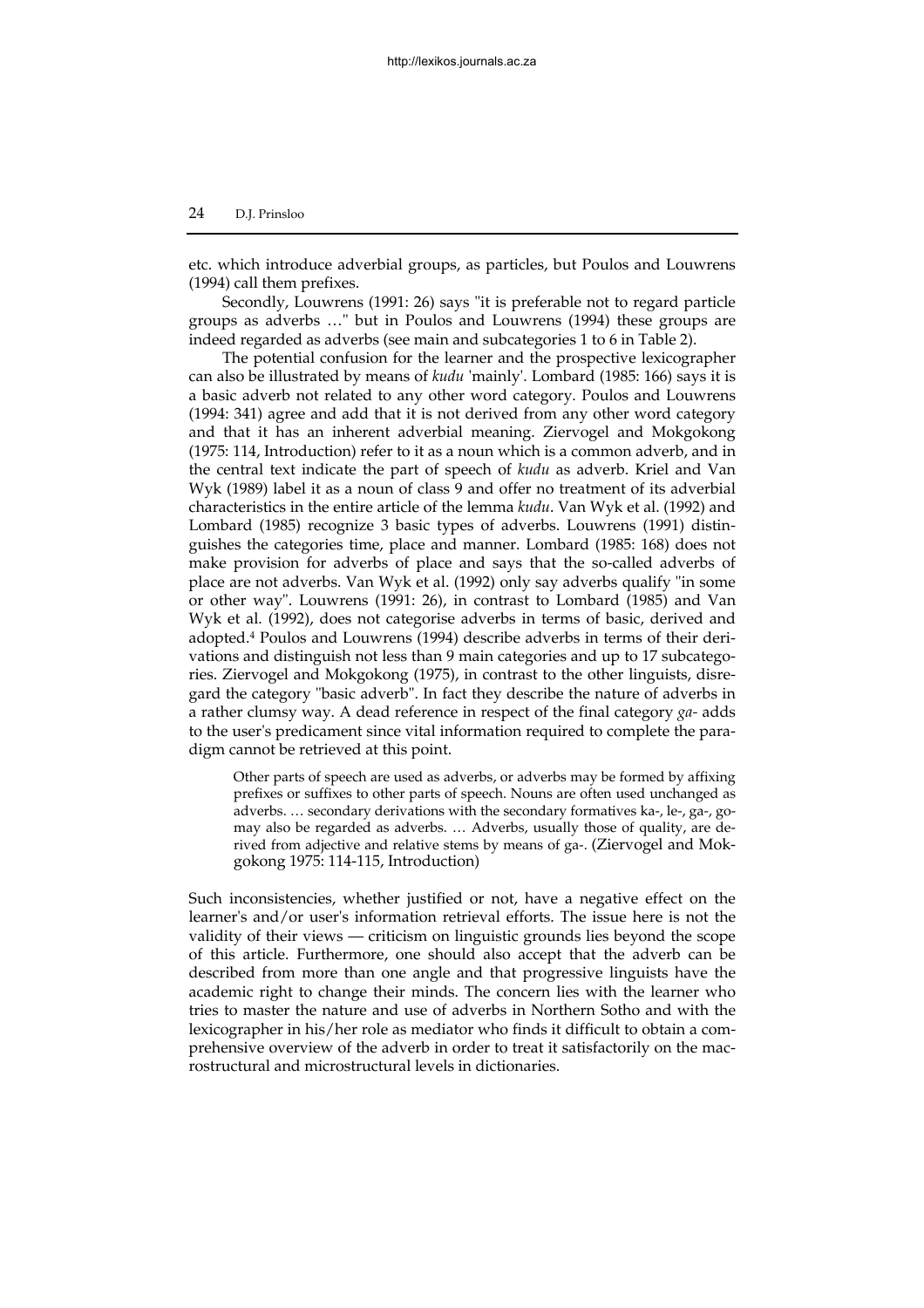etc. which introduce adverbial groups, as particles, but Poulos and Louwrens (1994) call them prefixes.

Secondly, Louwrens (1991: 26) says "it is preferable not to regard particle groups as adverbs …" but in Poulos and Louwrens (1994) these groups are indeed regarded as adverbs (see main and subcategories 1 to 6 in Table 2).

The potential confusion for the learner and the prospective lexicographer can also be illustrated by means of *kudu* 'mainly'. Lombard (1985: 166) says it is a basic adverb not related to any other word category. Poulos and Louwrens (1994: 341) agree and add that it is not derived from any other word category and that it has an inherent adverbial meaning. Ziervogel and Mokgokong (1975: 114, Introduction) refer to it as a noun which is a common adverb, and in the central text indicate the part of speech of *kudu* as adverb. Kriel and Van Wyk (1989) label it as a noun of class 9 and offer no treatment of its adverbial characteristics in the entire article of the lemma *kudu*. Van Wyk et al. (1992) and Lombard (1985) recognize 3 basic types of adverbs. Louwrens (1991) distinguishes the categories time, place and manner. Lombard (1985: 168) does not make provision for adverbs of place and says that the so-called adverbs of place are not adverbs. Van Wyk et al. (1992) only say adverbs qualify "in some or other way". Louwrens (1991: 26), in contrast to Lombard (1985) and Van Wyk et al. (1992), does not categorise adverbs in terms of basic, derived and adopted.[4] Poulos and Louwrens (1994) describe adverbs in terms of their derivations and distinguish not less than 9 main categories and up to 17 subcategories. Ziervogel and Mokgokong (1975), in contrast to the other linguists, disregard the category "basic adverb". In fact they describe the nature of adverbs in a rather clumsy way. A dead reference in respect of the final category *ga-* adds to the user's predicament since vital information required to complete the paradigm cannot be retrieved at this point.

> Other parts of speech are used as adverbs, or adverbs may be formed by affixing prefixes or suffixes to other parts of speech. Nouns are often used unchanged as adverbs. … secondary derivations with the secondary formatives ka-, le-, ga-, go- may also be regarded as adverbs. … Adverbs, usually those of quality, are derived from adjective and relative stems by means of ga-. (Ziervogel and Mokgokong 1975: 114-115, Introduction)

Such inconsistencies, whether justified or not, have a negative effect on the learner's and/or user's information retrieval efforts. The issue here is not the validity of their views — criticism on linguistic grounds lies beyond the scope of this article. Furthermore, one should also accept that the adverb can be described from more than one angle and that progressive linguists have the academic right to change their minds. The concern lies with the learner who tries to master the nature and use of adverbs in Northern Sotho and with the lexicographer in his/her role as mediator who finds it difficult to obtain a comprehensive overview of the adverb in order to treat it satisfactorily on the macrostructural and microstructural levels in dictionaries.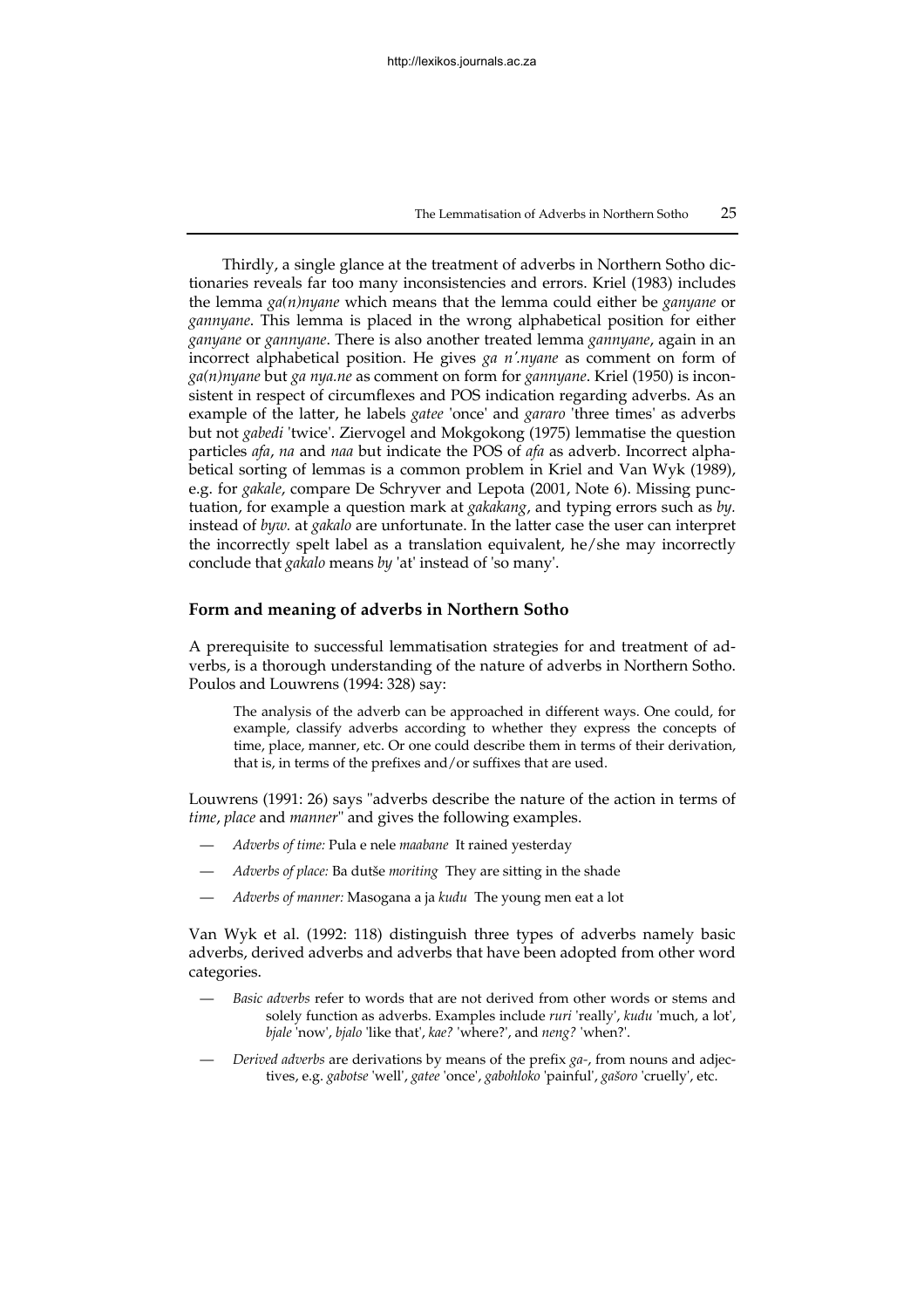Thirdly, a single glance at the treatment of adverbs in Northern Sotho dictionaries reveals far too many inconsistencies and errors. Kriel (1983) includes the lemma *ga(n)nyane* which means that the lemma could either be *ganyane* or *gannyane*. This lemma is placed in the wrong alphabetical position for either *ganyane* or *gannyane*. There is also another treated lemma *gannyane*, again in an incorrect alphabetical position. He gives *ga n'.nyane* as comment on form of *ga(n)nyane* but *ga nya.ne* as comment on form for *gannyane*. Kriel (1950) is inconsistent in respect of circumflexes and POS indication regarding adverbs. As an example of the latter, he labels *gatee* 'once' and *gararo* 'three times' as adverbs but not *gabedi* 'twice'. Ziervogel and Mokgokong (1975) lemmatise the question particles *afa*, *na* and *naa* but indicate the POS of *afa* as adverb. Incorrect alphabetical sorting of lemmas is a common problem in Kriel and Van Wyk (1989), e.g. for *gakale*, compare De Schryver and Lepota (2001, Note 6). Missing punctuation, for example a question mark at *gakakang*, and typing errors such as *by.* instead of *byw.* at *gakalo* are unfortunate. In the latter case the user can interpret the incorrectly spelt label as a translation equivalent, he/she may incorrectly conclude that *gakalo* means *by* 'at' instead of 'so many'.

## Form and meaning of adverbs in Northern Sotho

A prerequisite to successful lemmatisation strategies for and treatment of adverbs, is a thorough understanding of the nature of adverbs in Northern Sotho. Poulos and Louwrens (1994: 328) say:

> The analysis of the adverb can be approached in different ways. One could, for example, classify adverbs according to whether they express the concepts of time, place, manner, etc. Or one could describe them in terms of their derivation, that is, in terms of the prefixes and/or suffixes that are used.

Louwrens (1991: 26) says "adverbs describe the nature of the action in terms of *time*, *place* and *manner*" and gives the following examples.

- *Adverbs of time:* Pula e nele *maabane* It rained yesterday
- *Adverbs of place:* Ba dutše *moriting* They are sitting in the shade
- *Adverbs of manner:* Masogana a ja *kudu* The young men eat a lot

Van Wyk et al. (1992: 118) distinguish three types of adverbs namely basic adverbs, derived adverbs and adverbs that have been adopted from other word categories.

- *Basic adverbs* refer to words that are not derived from other words or stems and solely function as adverbs. Examples include *ruri* 'really', *kudu* 'much, a lot', *bjale* 'now', *bjalo* 'like that', *kae?* 'where?', and *neng?* 'when?'.
- *Derived adverbs* are derivations by means of the prefix *ga-*, from nouns and adjectives, e.g. *gabotse* 'well', *gatee* 'once', *gabohloko* 'painful', *gašoro* 'cruelly', etc.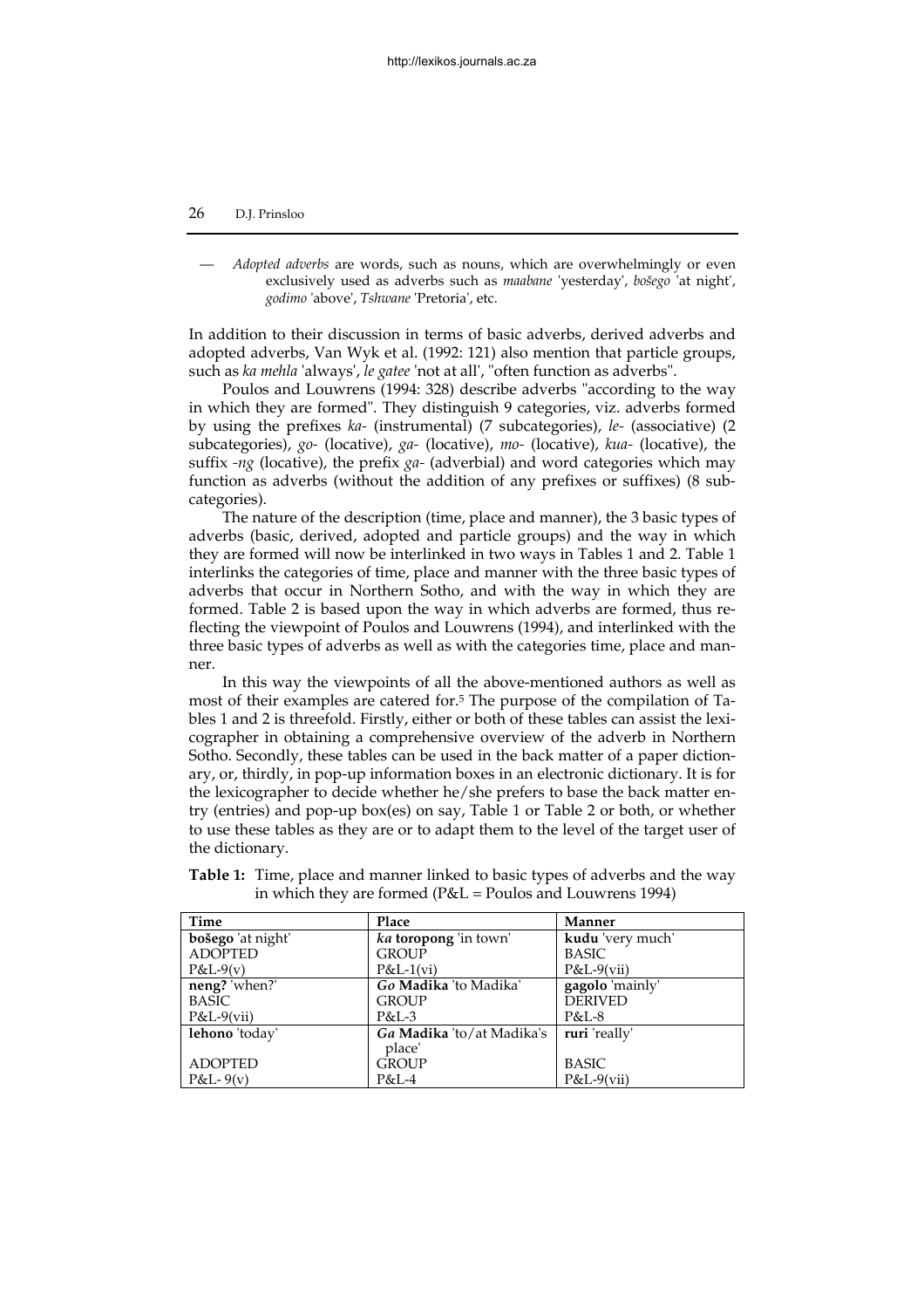— *Adopted adverbs* are words, such as nouns, which are overwhelmingly or even exclusively used as adverbs such as *maabane* 'yesterday', *bošego* 'at night', *godimo* 'above', *Tshwane* 'Pretoria', etc.

In addition to their discussion in terms of basic adverbs, derived adverbs and adopted adverbs, Van Wyk et al. (1992: 121) also mention that particle groups, such as *ka mehla* 'always', *le gatee* 'not at all', "often function as adverbs".

Poulos and Louwrens (1994: 328) describe adverbs "according to the way in which they are formed". They distinguish 9 categories, viz. adverbs formed by using the prefixes *ka-* (instrumental) (7 subcategories), *le-* (associative) (2 subcategories), *go-* (locative), *ga-* (locative), *mo-* (locative), *kua-* (locative), the suffix *-ng* (locative), the prefix *ga-* (adverbial) and word categories which may function as adverbs (without the addition of any prefixes or suffixes) (8 subcategories).

The nature of the description (time, place and manner), the 3 basic types of adverbs (basic, derived, adopted and particle groups) and the way in which they are formed will now be interlinked in two ways in Tables 1 and 2. Table 1 interlinks the categories of time, place and manner with the three basic types of adverbs that occur in Northern Sotho, and with the way in which they are formed. Table 2 is based upon the way in which adverbs are formed, thus reflecting the viewpoint of Poulos and Louwrens (1994), and interlinked with the three basic types of adverbs as well as with the categories time, place and manner.

In this way the viewpoints of all the above-mentioned authors as well as most of their examples are catered for.[5] The purpose of the compilation of Tables 1 and 2 is threefold. Firstly, either or both of these tables can assist the lexicographer in obtaining a comprehensive overview of the adverb in Northern Sotho. Secondly, these tables can be used in the back matter of a paper dictionary, or, thirdly, in pop-up information boxes in an electronic dictionary. It is for the lexicographer to decide whether he/she prefers to base the back matter entry (entries) and pop-up box(es) on say, Table 1 or Table 2 or both, or whether to use these tables as they are or to adapt them to the level of the target user of the dictionary.

**Table 1:** Time, place and manner linked to basic types of adverbs and the way in which they are formed (P&L = Poulos and Louwrens 1994)

| Time | Place | Manner |
|---|---|---|
| **bošego** 'at night'<br>ADOPTED<br>P&L-9(v) | *ka* **toropong** 'in town'<br>GROUP<br>P&L-1(vi) | **kudu** 'very much'<br>BASIC<br>P&L-9(vii) |
| **neng?** 'when?'<br>BASIC<br>P&L-9(vii) | *Go* **Madika** 'to Madika'<br>GROUP<br>P&L-3 | **gagolo** 'mainly'<br>DERIVED<br>P&L-8 |
| **lehono** 'today'<br>ADOPTED<br>P&L- 9(v) | *Ga* **Madika** 'to/at Madika's place'<br>GROUP<br>P&L-4 | **ruri** 'really'<br>BASIC<br>P&L-9(vii) |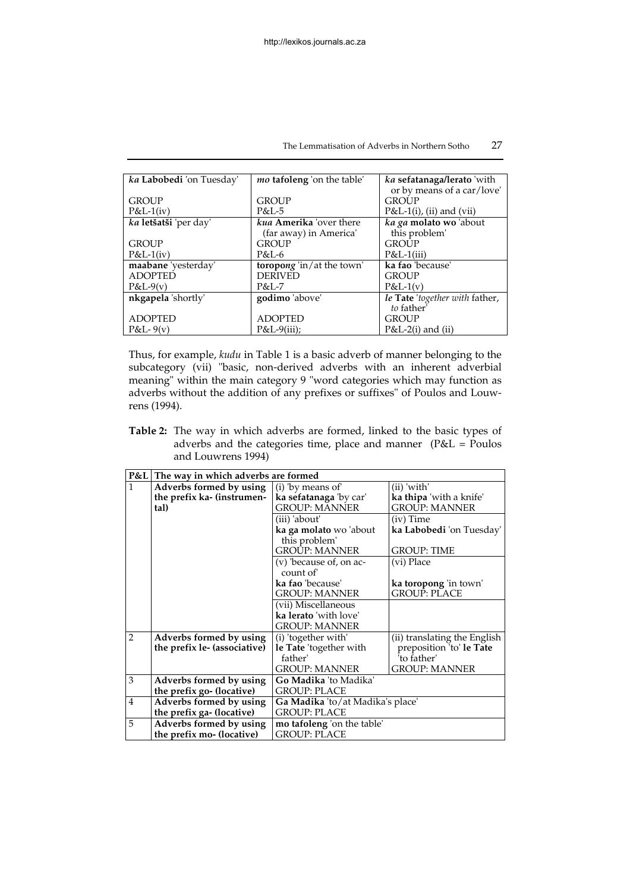| *ka* **Labobedi** 'on Tuesday'<br><br>GROUP<br>P&L-1(iv) | *mo* **tafoleng** 'on the table'<br><br>GROUP<br>P&L-5 | *ka* **sefatanaga/lerato** 'with or by means of a car/love'<br>GROUP<br>P&L-1(i), (ii) and (vii) |
|---|---|---|
| *ka* **letšatši** 'per day'<br><br>GROUP<br>P&L-1(iv) | *kua* **Amerika** 'over there (far away) in America'<br>GROUP<br>P&L-6 | *ka ga* **molato wo** 'about this problem'<br>GROUP<br>P&L-1(iii) |
| **maabane** 'yesterday'<br>ADOPTED<br>P&L-9(v) | **toropo*ng*** 'in/at the town'<br>DERIVED<br>P&L-7 | **ka fao** 'because'<br>GROUP<br>P&L-1(v) |
| **nkgapela** 'shortly'<br><br>ADOPTED<br>P&L- 9(v) | **godimo** 'above'<br><br>ADOPTED<br>P&L-9(iii); | *le* **Tate** '*together with* father, *to* father'<br>GROUP<br>P&L-2(i) and (ii) |

Thus, for example, *kudu* in Table 1 is a basic adverb of manner belonging to the subcategory (vii) "basic, non-derived adverbs with an inherent adverbial meaning" within the main category 9 "word categories which may function as adverbs without the addition of any prefixes or suffixes" of Poulos and Louwrens (1994).

**Table 2:** The way in which adverbs are formed, linked to the basic types of adverbs and the categories time, place and manner (P&L = Poulos and Louwrens 1994)

| P&L | The way in which adverbs are formed | | |
|---|---|---|---|
| 1 | **Adverbs formed by using the prefix ka- (instrumental)** | (i) 'by means of'<br>**ka sefatanaga** 'by car'<br>GROUP: MANNER | (ii) 'with'<br>**ka thipa** 'with a knife'<br>GROUP: MANNER |
| | | (iii) 'about'<br>**ka ga molato** wo 'about this problem'<br>GROUP: MANNER | (iv) Time<br>**ka Labobedi** 'on Tuesday'<br><br>GROUP: TIME |
| | | (v) 'because of, on account of'<br>**ka fao** 'because'<br>GROUP: MANNER | (vi) Place<br><br>**ka toropong** 'in town'<br>GROUP: PLACE |
| | | (vii) Miscellaneous<br>**ka lerato** 'with love'<br>GROUP: MANNER | |
| 2 | **Adverbs formed by using the prefix le- (associative)** | (i) 'together with'<br>**le Tate** 'together with father'<br>GROUP: MANNER | (ii) translating the English preposition 'to' **le Tate** 'to father'<br>GROUP: MANNER |
| 3 | **Adverbs formed by using the prefix go- (locative)** | **Go Madika** 'to Madika'<br>GROUP: PLACE | |
| 4 | **Adverbs formed by using the prefix ga- (locative)** | **Ga Madika** 'to/at Madika's place'<br>GROUP: PLACE | |
| 5 | **Adverbs formed by using the prefix mo- (locative)** | **mo tafoleng** 'on the table'<br>GROUP: PLACE | |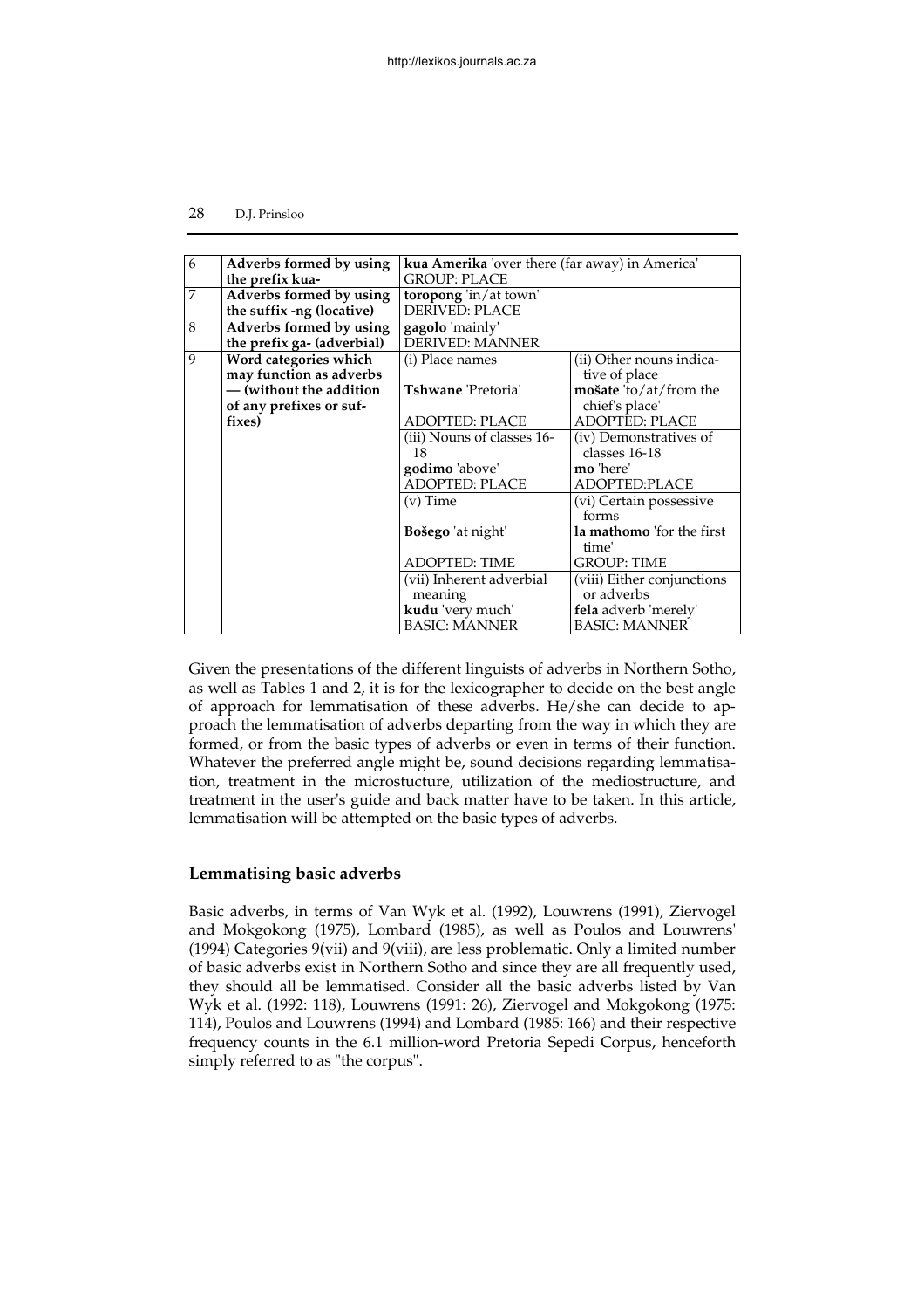| | | | |
|---|---|---|---|
| 6 | **Adverbs formed by using the prefix kua-** | **kua Amerika** 'over there (far away) in America' GROUP: PLACE | |
| 7 | **Adverbs formed by using the suffix -ng (locative)** | **toropong** 'in/at town' DERIVED: PLACE | |
| 8 | **Adverbs formed by using the prefix ga- (adverbial)** | **gagolo** 'mainly' DERIVED: MANNER | |
| 9 | **Word categories which may function as adverbs — (without the addition of any prefixes or suffixes)** | (i) Place names<br><br>**Tshwane** 'Pretoria'<br><br>ADOPTED: PLACE | (ii) Other nouns indicative of place<br>**mošate** 'to/at/from the chief's place'<br>ADOPTED: PLACE |
| | | (iii) Nouns of classes 16-18<br>**godimo** 'above'<br>ADOPTED: PLACE | (iv) Demonstratives of classes 16-18<br>**mo** 'here'<br>ADOPTED:PLACE |
| | | (v) Time<br><br>**Bošego** 'at night'<br><br>ADOPTED: TIME | (vi) Certain possessive forms<br>**la mathomo** 'for the first time'<br>GROUP: TIME |
| | | (vii) Inherent adverbial meaning<br>**kudu** 'very much'<br>BASIC: MANNER | (viii) Either conjunctions or adverbs<br>**fela** adverb 'merely'<br>BASIC: MANNER |

Given the presentations of the different linguists of adverbs in Northern Sotho, as well as Tables 1 and 2, it is for the lexicographer to decide on the best angle of approach for lemmatisation of these adverbs. He/she can decide to approach the lemmatisation of adverbs departing from the way in which they are formed, or from the basic types of adverbs or even in terms of their function. Whatever the preferred angle might be, sound decisions regarding lemmatisation, treatment in the microstucture, utilization of the mediostructure, and treatment in the user's guide and back matter have to be taken. In this article, lemmatisation will be attempted on the basic types of adverbs.

## Lemmatising basic adverbs

Basic adverbs, in terms of Van Wyk et al. (1992), Louwrens (1991), Ziervogel and Mokgokong (1975), Lombard (1985), as well as Poulos and Louwrens' (1994) Categories 9(vii) and 9(viii), are less problematic. Only a limited number of basic adverbs exist in Northern Sotho and since they are all frequently used, they should all be lemmatised. Consider all the basic adverbs listed by Van Wyk et al. (1992: 118), Louwrens (1991: 26), Ziervogel and Mokgokong (1975: 114), Poulos and Louwrens (1994) and Lombard (1985: 166) and their respective frequency counts in the 6.1 million-word Pretoria Sepedi Corpus, henceforth simply referred to as "the corpus".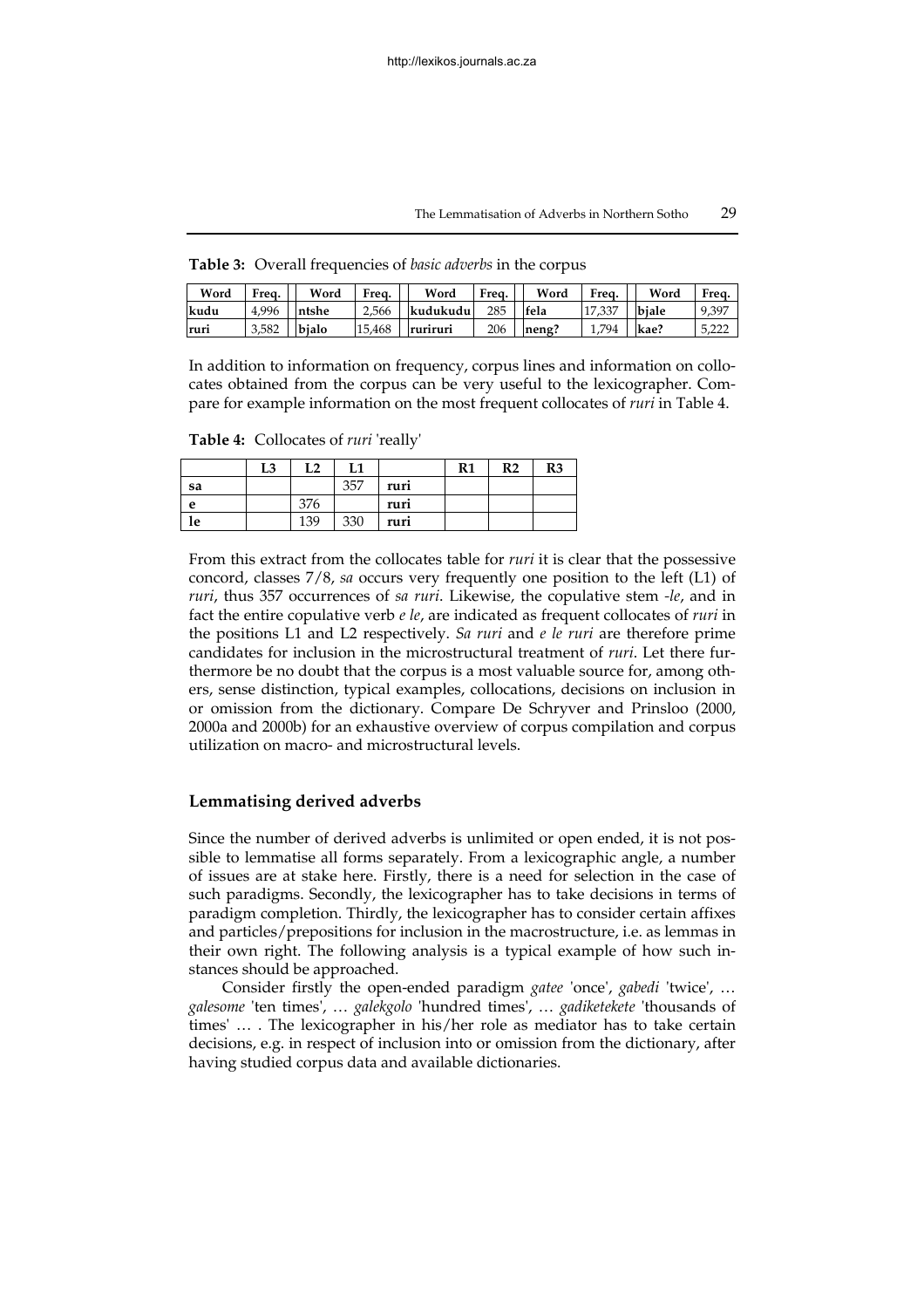**Table 3:** Overall frequencies of *basic adverbs* in the corpus

| Word | Freq. | Word | Freq. | Word | Freq. | Word | Freq. | Word | Freq. |
|---|---|---|---|---|---|---|---|---|---|
| **kudu** | 4,996 | **ntshe** | 2,566 | **kudukudu** | 285 | **fela** | 17,337 | **bjale** | 9,397 |
| **ruri** | 3,582 | **bjalo** | 15,468 | **ruriruri** | 206 | **neng?** | 1,794 | **kae?** | 5,222 |

In addition to information on frequency, corpus lines and information on collocates obtained from the corpus can be very useful to the lexicographer. Compare for example information on the most frequent collocates of *ruri* in Table 4.

**Table 4:** Collocates of *ruri* 'really'

| | L3 | L2 | L1 | | R1 | R2 | R3 |
|---|---|---|---|---|---|---|---|
| **sa** | | | 357 | **ruri** | | | |
| **e** | | 376 | | **ruri** | | | |
| **le** | | 139 | 330 | **ruri** | | | |

From this extract from the collocates table for *ruri* it is clear that the possessive concord, classes 7/8, *sa* occurs very frequently one position to the left (L1) of *ruri*, thus 357 occurrences of *sa ruri*. Likewise, the copulative stem *-le*, and in fact the entire copulative verb *e le*, are indicated as frequent collocates of *ruri* in the positions L1 and L2 respectively. *Sa ruri* and *e le ruri* are therefore prime candidates for inclusion in the microstructural treatment of *ruri*. Let there furthermore be no doubt that the corpus is a most valuable source for, among others, sense distinction, typical examples, collocations, decisions on inclusion in or omission from the dictionary. Compare De Schryver and Prinsloo (2000, 2000a and 2000b) for an exhaustive overview of corpus compilation and corpus utilization on macro- and microstructural levels.

## Lemmatising derived adverbs

Since the number of derived adverbs is unlimited or open ended, it is not possible to lemmatise all forms separately. From a lexicographic angle, a number of issues are at stake here. Firstly, there is a need for selection in the case of such paradigms. Secondly, the lexicographer has to take decisions in terms of paradigm completion. Thirdly, the lexicographer has to consider certain affixes and particles/prepositions for inclusion in the macrostructure, i.e. as lemmas in their own right. The following analysis is a typical example of how such instances should be approached.

Consider firstly the open-ended paradigm *gatee* 'once', *gabedi* 'twice', … *galesome* 'ten times', … *galekgolo* 'hundred times', … *gadiketekete* 'thousands of times' … . The lexicographer in his/her role as mediator has to take certain decisions, e.g. in respect of inclusion into or omission from the dictionary, after having studied corpus data and available dictionaries.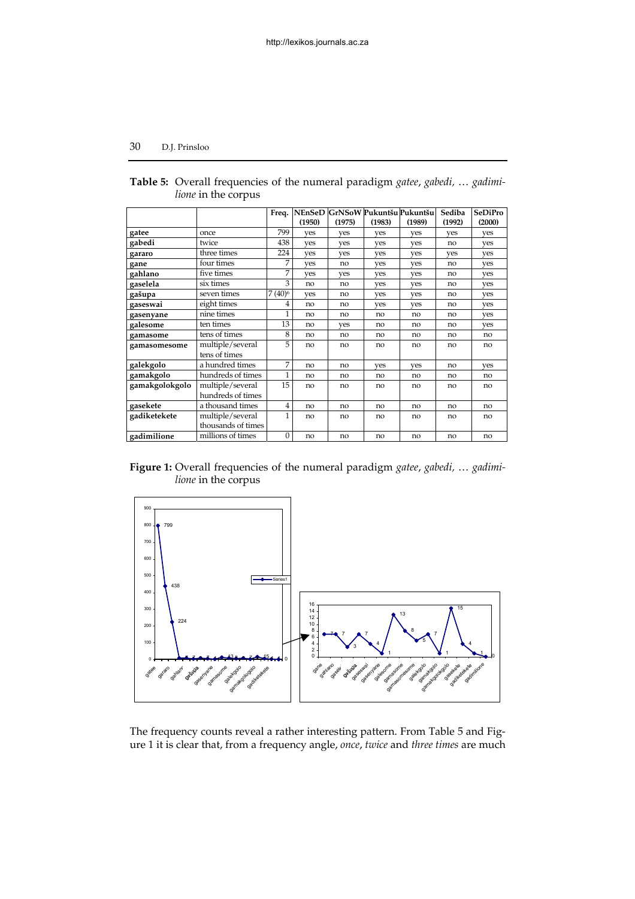**Table 5:** Overall frequencies of the numeral paradigm *gatee*, *gabedi*, … *gadimilione* in the corpus

| | | Freq. | NEnSeD (1950) | GrNSoW (1975) | Pukuntšu (1983) | Pukuntšu (1989) | Sediba (1992) | SeDiPro (2000) |
|---|---|---|---|---|---|---|---|---|
| **gatee** | once | 799 | yes | yes | yes | yes | yes | yes |
| **gabedi** | twice | 438 | yes | yes | yes | yes | no | yes |
| **gararo** | three times | 224 | yes | yes | yes | yes | yes | yes |
| **gane** | four times | 7 | yes | no | yes | yes | no | yes |
| **gahlano** | five times | 7 | yes | yes | yes | yes | no | yes |
| **gaselela** | six times | 3 | no | no | yes | yes | no | yes |
| **gašupa** | seven times | 7 (40)[6] | yes | no | yes | yes | no | yes |
| **gaseswai** | eight times | 4 | no | no | yes | yes | no | yes |
| **gasenyane** | nine times | 1 | no | no | no | no | no | yes |
| **galesome** | ten times | 13 | no | yes | no | no | no | yes |
| **gamasome** | tens of times | 8 | no | no | no | no | no | no |
| **gamasomesome** | multiple/several tens of times | 5 | no | no | no | no | no | no |
| **galekgolo** | a hundred times | 7 | no | no | yes | yes | no | yes |
| **gamakgolo** | hundreds of times | 1 | no | no | no | no | no | no |
| **gamakgolokgolo** | multiple/several hundreds of times | 15 | no | no | no | no | no | no |
| **gasekete** | a thousand times | 4 | no | no | no | no | no | no |
| **gadiketekete** | multiple/several thousands of times | 1 | no | no | no | no | no | no |
| **gadimilione** | millions of times | 0 | no | no | no | no | no | no |

**Figure 1:** Overall frequencies of the numeral paradigm *gatee*, *gabedi*, … *gadimilione* in the corpus

The frequency counts reveal a rather interesting pattern. From Table 5 and Figure 1 it is clear that, from a frequency angle, *once*, *twice* and *three times* are much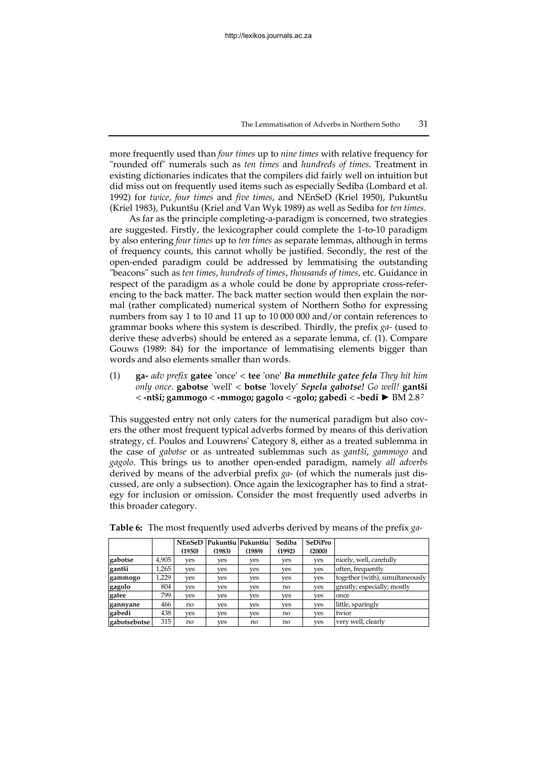more frequently used than *four times* up to *nine times* with relative frequency for "rounded off" numerals such as *ten times* and *hundreds of times*. Treatment in existing dictionaries indicates that the compilers did fairly well on intuition but did miss out on frequently used items such as especially Sediba (Lombard et al. 1992) for *twice*, *four times* and *five times*, and NEnSeD (Kriel 1950), Pukuntšu (Kriel 1983), Pukuntšu (Kriel and Van Wyk 1989) as well as Sediba for *ten times*.

As far as the principle completing-a-paradigm is concerned, two strategies are suggested. Firstly, the lexicographer could complete the 1-to-10 paradigm by also entering *four times* up to *ten times* as separate lemmas, although in terms of frequency counts, this cannot wholly be justified. Secondly, the rest of the open-ended paradigm could be addressed by lemmatising the outstanding "beacons" such as *ten times*, *hundreds of times*, *thousands of times*, etc. Guidance in respect of the paradigm as a whole could be done by appropriate cross-referencing to the back matter. The back matter section would then explain the normal (rather complicated) numerical system of Northern Sotho for expressing numbers from say 1 to 10 and 11 up to 10 000 000 and/or contain references to grammar books where this system is described. Thirdly, the prefix *ga-* (used to derive these adverbs) should be entered as a separate lemma, cf. (1). Compare Gouws (1989: 84) for the importance of lemmatising elements bigger than words and also elements smaller than words.

(1) **ga-** *adv prefix* **gatee** 'once' < **tee** 'one' ***Ba mmethile gatee fela*** *They hit him only once*. **gabotse** 'well' < **botse** 'lovely' ***Sepela gabotse!*** *Go well!* **gantši** < **-ntši; gammogo** < **-mmogo; gagolo** < **-golo; gabedi** < **-bedi** ► BM 2.8[7]

This suggested entry not only caters for the numerical paradigm but also covers the other most frequent typical adverbs formed by means of this derivation strategy, cf. Poulos and Louwrens' Category 8, either as a treated sublemma in the case of *gabotse* or as untreated sublemmas such as *gantši*, *gammogo* and *gagolo*. This brings us to another open-ended paradigm, namely *all adverbs* derived by means of the adverbial prefix *ga-* (of which the numerals just discussed, are only a subsection). Once again the lexicographer has to find a strategy for inclusion or omission. Consider the most frequently used adverbs in this broader category.

**Table 6:** The most frequently used adverbs derived by means of the prefix *ga-*

| | | NEnSeD (1950) | Pukuntšu (1983) | Pukuntšu (1989) | Sediba (1992) | SeDiPro (2000) | |
|---|---|---|---|---|---|---|---|
| **gabotse** | 4,905 | yes | yes | yes | yes | yes | nicely, well, carefully |
| **gantši** | 1,265 | yes | yes | yes | yes | yes | often, frequently |
| **gammogo** | 1,229 | yes | yes | yes | yes | yes | together (with), simultaneously |
| **gagolo** | 804 | yes | yes | yes | no | yes | greatly; especially; mostly |
| **gatee** | 799 | yes | yes | yes | yes | yes | once |
| **gannyane** | 466 | no | yes | yes | yes | yes | little, sparingly |
| **gabedi** | 438 | yes | yes | yes | no | yes | twice |
| **gabotsebotse** | 315 | no | yes | no | no | yes | very well, clearly |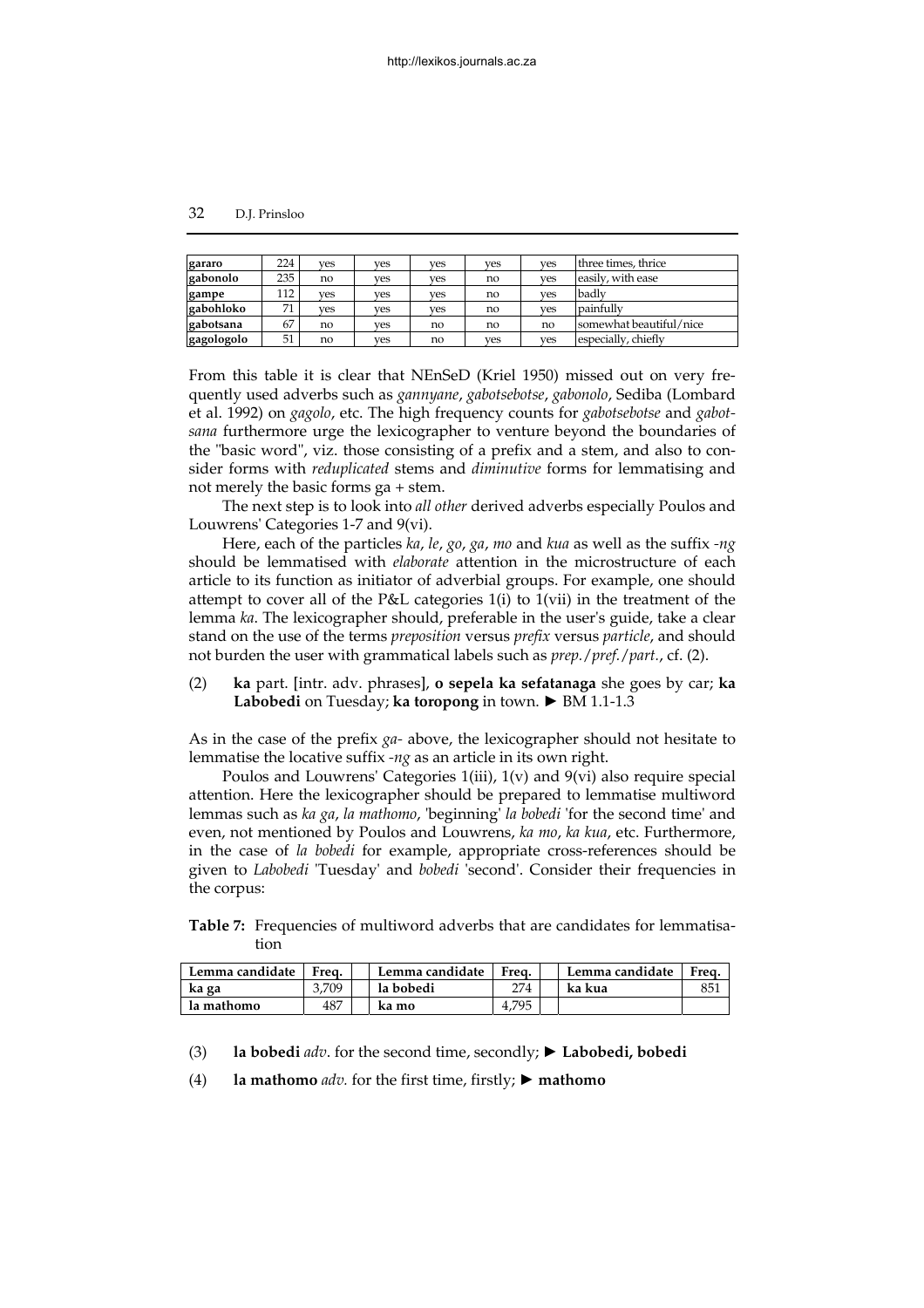| gararo | 224 | yes | yes | yes | yes | yes | three times, thrice |
|---|---|---|---|---|---|---|---|
| gabonolo | 235 | no | yes | yes | no | yes | easily, with ease |
| gampe | 112 | yes | yes | yes | no | yes | badly |
| gabohloko | 71 | yes | yes | yes | no | yes | painfully |
| gabotsana | 67 | no | yes | no | no | no | somewhat beautiful/nice |
| gagologolo | 51 | no | yes | no | yes | yes | especially, chiefly |

From this table it is clear that NEnSeD (Kriel 1950) missed out on very frequently used adverbs such as *gannyane*, *gabotsebotse*, *gabonolo*, Sediba (Lombard et al. 1992) on *gagolo*, etc. The high frequency counts for *gabotsebotse* and *gabotsana* furthermore urge the lexicographer to venture beyond the boundaries of the "basic word", viz. those consisting of a prefix and a stem, and also to consider forms with *reduplicated* stems and *diminutive* forms for lemmatising and not merely the basic forms ga + stem.

The next step is to look into *all other* derived adverbs especially Poulos and Louwrens' Categories 1-7 and 9(vi).

Here, each of the particles *ka*, *le*, *go*, *ga*, *mo* and *kua* as well as the suffix *-ng* should be lemmatised with *elaborate* attention in the microstructure of each article to its function as initiator of adverbial groups. For example, one should attempt to cover all of the P&L categories 1(i) to 1(vii) in the treatment of the lemma *ka*. The lexicographer should, preferable in the user's guide, take a clear stand on the use of the terms *preposition* versus *prefix* versus *particle*, and should not burden the user with grammatical labels such as *prep./pref./part.*, cf. (2).

(2) **ka** part. [intr. adv. phrases], **o sepela ka sefatanaga** she goes by car; **ka Labobedi** on Tuesday; **ka toropong** in town. ► BM 1.1-1.3

As in the case of the prefix *ga-* above, the lexicographer should not hesitate to lemmatise the locative suffix *-ng* as an article in its own right.

Poulos and Louwrens' Categories 1(iii), 1(v) and 9(vi) also require special attention. Here the lexicographer should be prepared to lemmatise multiword lemmas such as *ka ga*, *la mathomo*, 'beginning' *la bobedi* 'for the second time' and even, not mentioned by Poulos and Louwrens, *ka mo*, *ka kua*, etc. Furthermore, in the case of *la bobedi* for example, appropriate cross-references should be given to *Labobedi* 'Tuesday' and *bobedi* 'second'. Consider their frequencies in the corpus:

**Table 7:** Frequencies of multiword adverbs that are candidates for lemmatisation

| Lemma candidate | Freq. | | Lemma candidate | Freq. | | Lemma candidate | Freq. |
|---|---|---|---|---|---|---|---|
| ka ga | 3,709 | | la bobedi | 274 | | ka kua | 851 |
| la mathomo | 487 | | ka mo | 4,795 | | | |

(3) **la bobedi** *adv*. for the second time, secondly; ► **Labobedi, bobedi**

(4) **la mathomo** *adv.* for the first time, firstly; ► **mathomo**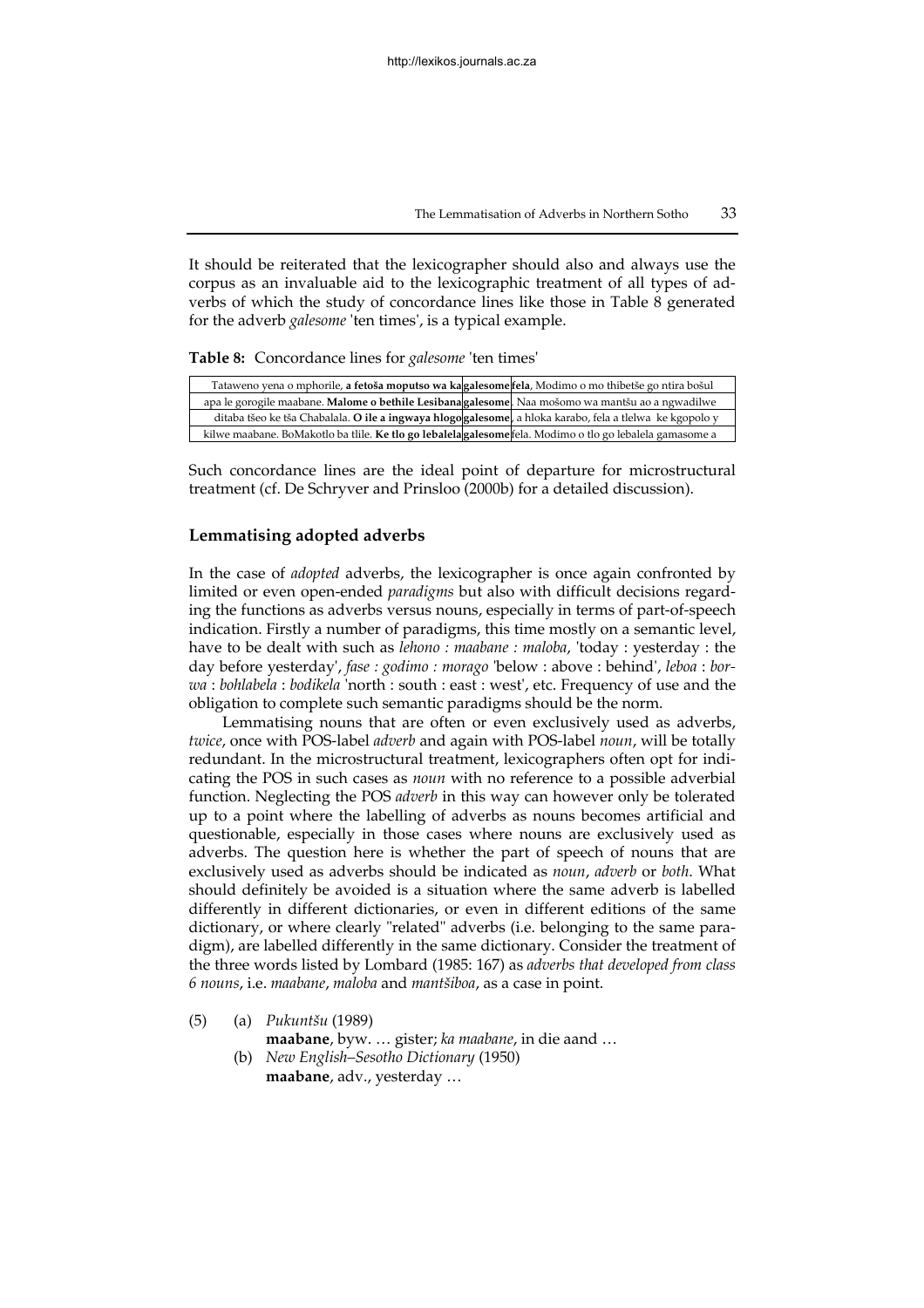It should be reiterated that the lexicographer should also and always use the corpus as an invaluable aid to the lexicographic treatment of all types of adverbs of which the study of concordance lines like those in Table 8 generated for the adverb *galesome* 'ten times', is a typical example.

**Table 8:** Concordance lines for *galesome* 'ten times'

| | | |
|---|---|---|
| Tataweno yena o mphorile, **a fetoša moputso wa ka** | **galesome** | **fela**, Modimo o mo thibetše go ntira bošul |
| apa le gorogile maabane. **Malome o bethile Lesibana** | **galesome** | . Naa mošomo wa mantšu ao a ngwadilwe |
| ditaba tšeo ke tša Chabalala. **O ile a ingwaya hlogo** | **galesome** | , a hloka karabo, fela a tlelwa ke kgopolo y |
| kilwe maabane. BoMakotlo ba tlile. **Ke tlo go lebalela** | **galesome** | fela. Modimo o tlo go lebalela gamasome a |

Such concordance lines are the ideal point of departure for microstructural treatment (cf. De Schryver and Prinsloo (2000b) for a detailed discussion).

## Lemmatising adopted adverbs

In the case of *adopted* adverbs, the lexicographer is once again confronted by limited or even open-ended *paradigms* but also with difficult decisions regarding the functions as adverbs versus nouns, especially in terms of part-of-speech indication. Firstly a number of paradigms, this time mostly on a semantic level, have to be dealt with such as *lehono : maabane : maloba*, 'today : yesterday : the day before yesterday', *fase : godimo : morago* 'below : above : behind', *leboa* : *borwa* : *bohlabela* : *bodikela* 'north : south : east : west', etc. Frequency of use and the obligation to complete such semantic paradigms should be the norm.

Lemmatising nouns that are often or even exclusively used as adverbs, *twice*, once with POS-label *adverb* and again with POS-label *noun*, will be totally redundant. In the microstructural treatment, lexicographers often opt for indicating the POS in such cases as *noun* with no reference to a possible adverbial function. Neglecting the POS *adverb* in this way can however only be tolerated up to a point where the labelling of adverbs as nouns becomes artificial and questionable, especially in those cases where nouns are exclusively used as adverbs. The question here is whether the part of speech of nouns that are exclusively used as adverbs should be indicated as *noun*, *adverb* or *both*. What should definitely be avoided is a situation where the same adverb is labelled differently in different dictionaries, or even in different editions of the same dictionary, or where clearly "related" adverbs (i.e. belonging to the same paradigm), are labelled differently in the same dictionary. Consider the treatment of the three words listed by Lombard (1985: 167) as *adverbs that developed from class 6 nouns*, i.e. *maabane*, *maloba* and *mantšiboa*, as a case in point.

(5) (a) *Pukuntšu* (1989)
**maabane**, byw. … gister; *ka maabane*, in die aand …
(b) *New English–Sesotho Dictionary* (1950)
**maabane**, adv., yesterday …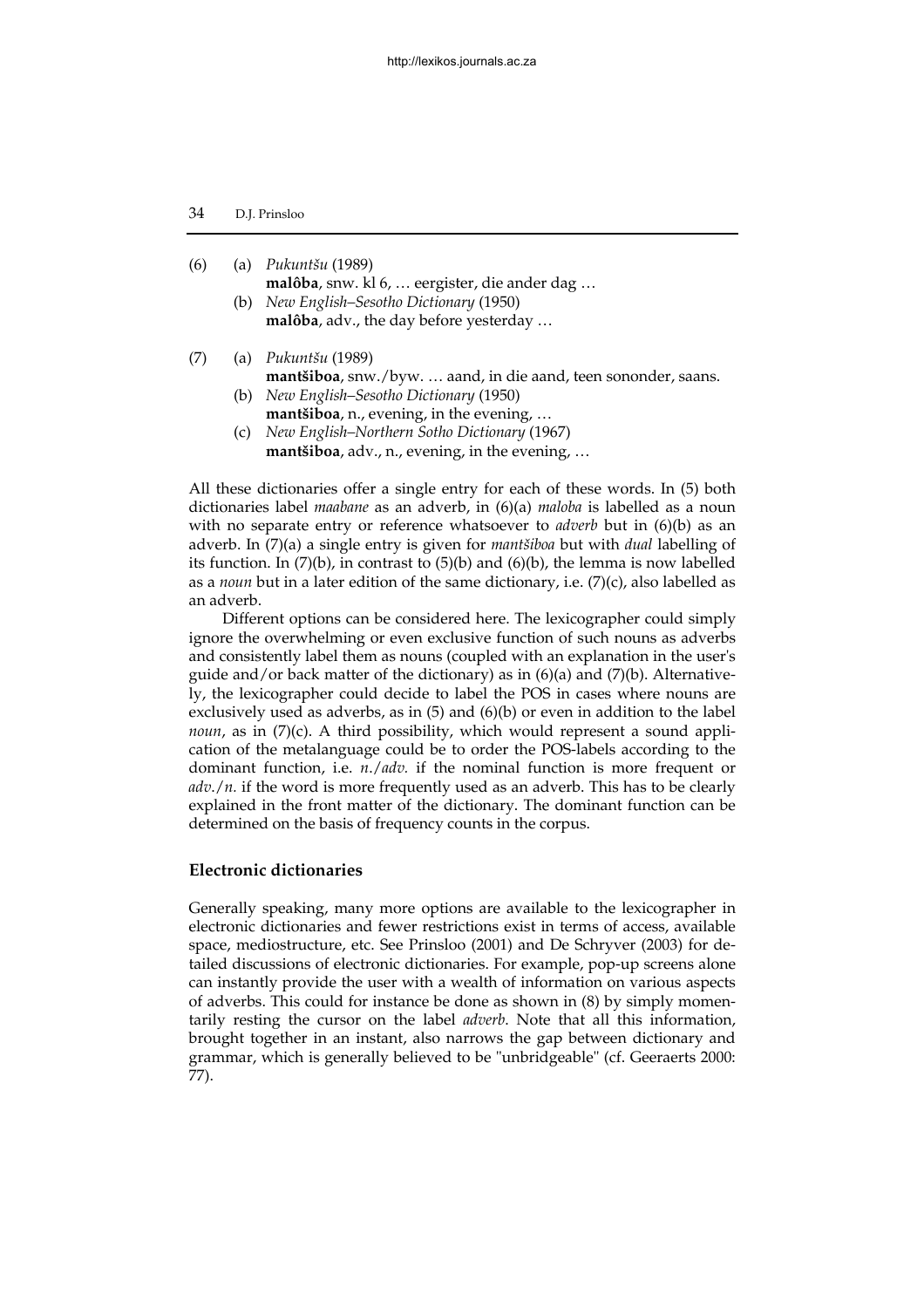(6) (a) *Pukuntšu* (1989)
**malôba**, snw. kl 6, … eergister, die ander dag …
(b) *New English–Sesotho Dictionary* (1950)
**malôba**, adv., the day before yesterday …

(7) (a) *Pukuntšu* (1989)
**mantšiboa**, snw./byw. … aand, in die aand, teen sononder, saans.
(b) *New English–Sesotho Dictionary* (1950)
**mantšiboa**, n., evening, in the evening, …
(c) *New English–Northern Sotho Dictionary* (1967)
**mantšiboa**, adv., n., evening, in the evening, …

All these dictionaries offer a single entry for each of these words. In (5) both dictionaries label *maabane* as an adverb, in (6)(a) *maloba* is labelled as a noun with no separate entry or reference whatsoever to *adverb* but in (6)(b) as an adverb. In (7)(a) a single entry is given for *mantšiboa* but with *dual* labelling of its function. In (7)(b), in contrast to (5)(b) and (6)(b), the lemma is now labelled as a *noun* but in a later edition of the same dictionary, i.e. (7)(c), also labelled as an adverb.

Different options can be considered here. The lexicographer could simply ignore the overwhelming or even exclusive function of such nouns as adverbs and consistently label them as nouns (coupled with an explanation in the user's guide and/or back matter of the dictionary) as in (6)(a) and (7)(b). Alternatively, the lexicographer could decide to label the POS in cases where nouns are exclusively used as adverbs, as in (5) and (6)(b) or even in addition to the label *noun*, as in (7)(c). A third possibility, which would represent a sound application of the metalanguage could be to order the POS-labels according to the dominant function, i.e. *n./adv.* if the nominal function is more frequent or *adv./n.* if the word is more frequently used as an adverb. This has to be clearly explained in the front matter of the dictionary. The dominant function can be determined on the basis of frequency counts in the corpus.

## Electronic dictionaries

Generally speaking, many more options are available to the lexicographer in electronic dictionaries and fewer restrictions exist in terms of access, available space, mediostructure, etc. See Prinsloo (2001) and De Schryver (2003) for detailed discussions of electronic dictionaries. For example, pop-up screens alone can instantly provide the user with a wealth of information on various aspects of adverbs. This could for instance be done as shown in (8) by simply momentarily resting the cursor on the label *adverb*. Note that all this information, brought together in an instant, also narrows the gap between dictionary and grammar, which is generally believed to be "unbridgeable" (cf. Geeraerts 2000: 77).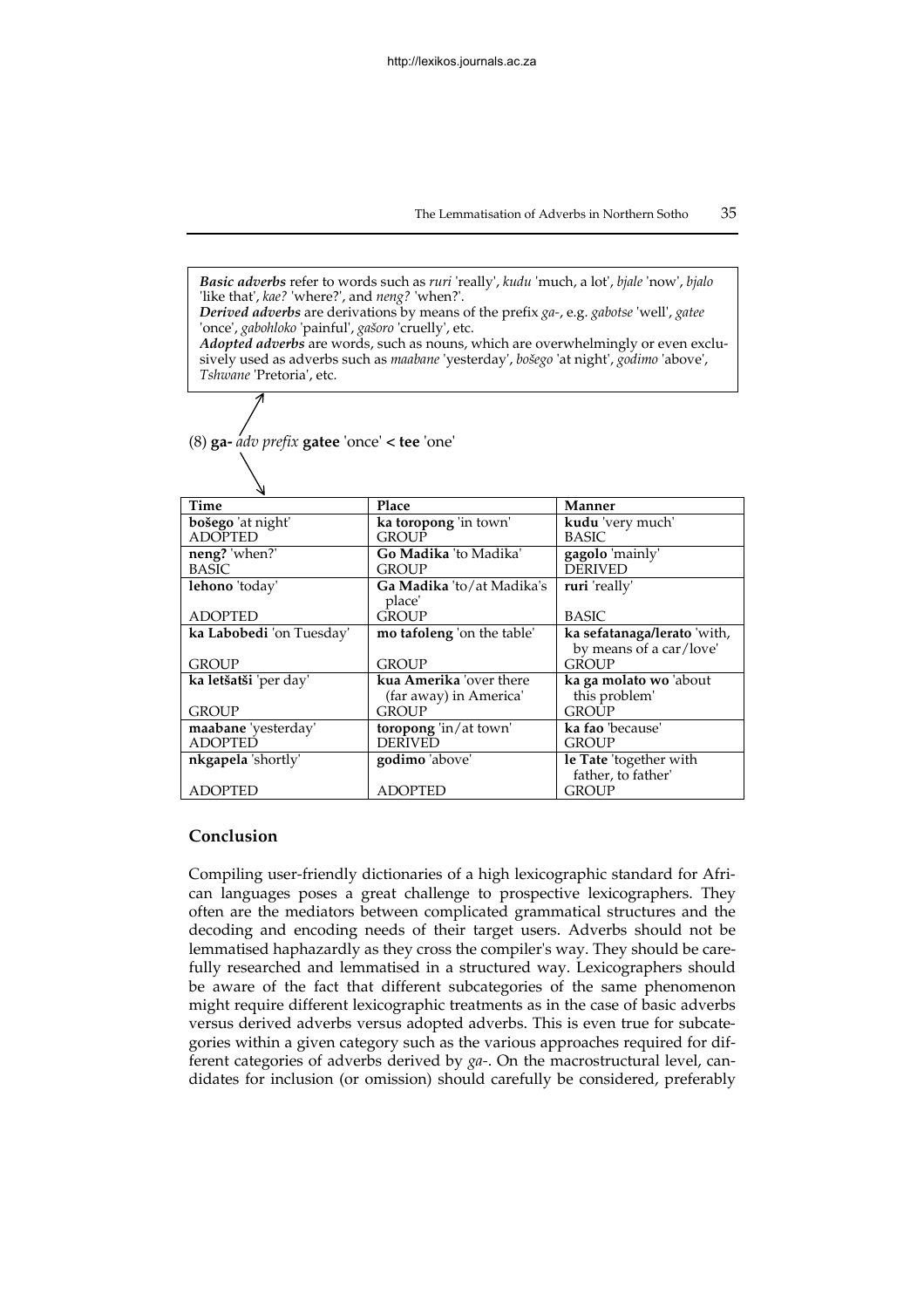*Basic adverbs* refer to words such as *ruri* 'really', *kudu* 'much, a lot', *bjale* 'now', *bjalo* 'like that', *kae?* 'where?', and *neng?* 'when?'.
*Derived adverbs* are derivations by means of the prefix *ga-*, e.g. *gabotse* 'well', *gatee* 'once', *gabohloko* 'painful', *gašoro* 'cruelly', etc.
*Adopted adverbs* are words, such as nouns, which are overwhelmingly or even exclusively used as adverbs such as *maabane* 'yesterday', *bošego* 'at night', *godimo* 'above', *Tshwane* 'Pretoria', etc.

(8) **ga-** *adv prefix* **gatee** 'once' **<** **tee** 'one'

| Time | Place | Manner |
|---|---|---|
| **bošego** 'at night' ADOPTED | **ka toropong** 'in town' GROUP | **kudu** 'very much' BASIC |
| **neng?** 'when?' BASIC | **Go Madika** 'to Madika' GROUP | **gagolo** 'mainly' DERIVED |
| **lehono** 'today' ADOPTED | **Ga Madika** 'to/at Madika's place' GROUP | **ruri** 'really' BASIC |
| **ka Labobedi** 'on Tuesday' GROUP | **mo tafoleng** 'on the table' GROUP | **ka sefatanaga/lerato** 'with, by means of a car/love' GROUP |
| **ka letšatši** 'per day' GROUP | **kua Amerika** 'over there (far away) in America' GROUP | **ka ga molato wo** 'about this problem' GROUP |
| **maabane** 'yesterday' ADOPTED | **toropong** 'in/at town' DERIVED | **ka fao** 'because' GROUP |
| **nkgapela** 'shortly' ADOPTED | **godimo** 'above' ADOPTED | **le Tate** 'together with father, to father' GROUP |

## Conclusion

Compiling user-friendly dictionaries of a high lexicographic standard for African languages poses a great challenge to prospective lexicographers. They often are the mediators between complicated grammatical structures and the decoding and encoding needs of their target users. Adverbs should not be lemmatised haphazardly as they cross the compiler's way. They should be carefully researched and lemmatised in a structured way. Lexicographers should be aware of the fact that different subcategories of the same phenomenon might require different lexicographic treatments as in the case of basic adverbs versus derived adverbs versus adopted adverbs. This is even true for subcategories within a given category such as the various approaches required for different categories of adverbs derived by *ga-*. On the macrostructural level, candidates for inclusion (or omission) should carefully be considered, preferably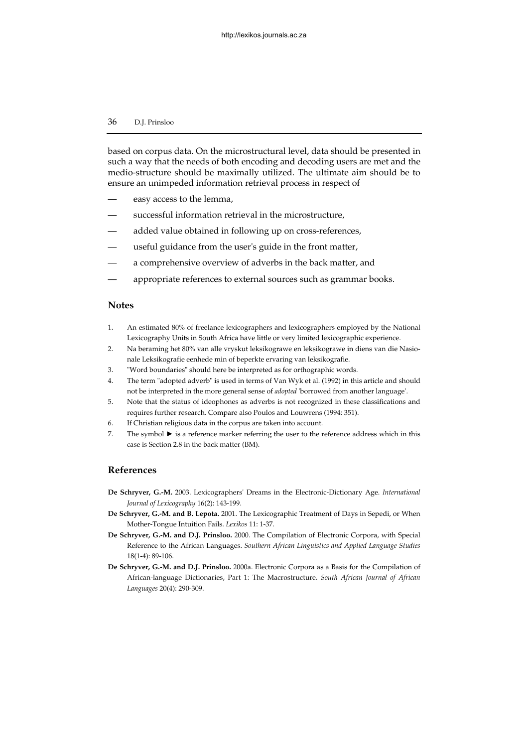based on corpus data. On the microstructural level, data should be presented in such a way that the needs of both encoding and decoding users are met and the medio-structure should be maximally utilized. The ultimate aim should be to ensure an unimpeded information retrieval process in respect of

- easy access to the lemma,
- successful information retrieval in the microstructure,
- added value obtained in following up on cross-references,
- useful guidance from the user's guide in the front matter,
- a comprehensive overview of adverbs in the back matter, and
- appropriate references to external sources such as grammar books.

## Notes

1. An estimated 80% of freelance lexicographers and lexicographers employed by the National Lexicography Units in South Africa have little or very limited lexicographic experience.
2. Na beraming het 80% van alle vryskut leksikograwe en leksikograwe in diens van die Nasionale Leksikografie eenhede min of beperkte ervaring van leksikografie.
3. "Word boundaries" should here be interpreted as for orthographic words.
4. The term "adopted adverb" is used in terms of Van Wyk et al. (1992) in this article and should not be interpreted in the more general sense of *adopted* 'borrowed from another language'.
5. Note that the status of ideophones as adverbs is not recognized in these classifications and requires further research. Compare also Poulos and Louwrens (1994: 351).
6. If Christian religious data in the corpus are taken into account.
7. The symbol ► is a reference marker referring the user to the reference address which in this case is Section 2.8 in the back matter (BM).

## References

**De Schryver, G.-M.** 2003. Lexicographers' Dreams in the Electronic-Dictionary Age. *International Journal of Lexicography* 16(2): 143-199.

**De Schryver, G.-M. and B. Lepota.** 2001. The Lexicographic Treatment of Days in Sepedi, or When Mother-Tongue Intuition Fails. *Lexikos* 11: 1-37.

**De Schryver, G.-M. and D.J. Prinsloo.** 2000. The Compilation of Electronic Corpora, with Special Reference to the African Languages. *Southern African Linguistics and Applied Language Studies* 18(1-4): 89-106.

**De Schryver, G.-M. and D.J. Prinsloo.** 2000a. Electronic Corpora as a Basis for the Compilation of African-language Dictionaries, Part 1: The Macrostructure. *South African Journal of African Languages* 20(4): 290-309.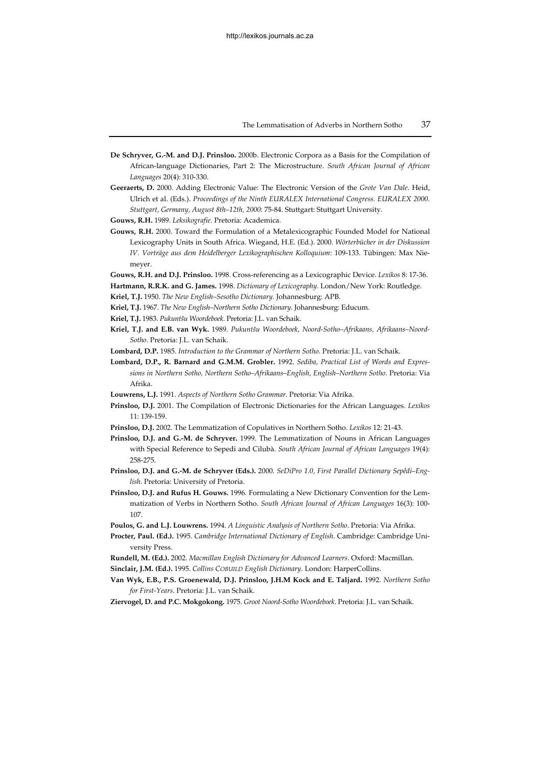**De Schryver, G.-M. and D.J. Prinsloo.** 2000b. Electronic Corpora as a Basis for the Compilation of African-language Dictionaries, Part 2: The Microstructure. *South African Journal of African Languages* 20(4): 310-330.

**Geeraerts, D.** 2000. Adding Electronic Value: The Electronic Version of the *Grote Van Dale*. Heid, Ulrich et al. (Eds.). *Proceedings of the Ninth EURALEX International Congress. EURALEX 2000. Stuttgart, Germany, August 8th–12th, 2000*: 75-84. Stuttgart: Stuttgart University.

**Gouws, R.H.** 1989. *Leksikografie*. Pretoria: Academica.

**Gouws, R.H.** 2000. Toward the Formulation of a Metalexicographic Founded Model for National Lexicography Units in South Africa. Wiegand, H.E. (Ed.). 2000. *Wörterbücher in der Diskussion IV. Vorträge aus dem Heidelberger Lexikographischen Kolloquium*: 109-133. Tübingen: Max Niemeyer.

**Gouws, R.H. and D.J. Prinsloo.** 1998. Cross-referencing as a Lexicographic Device. *Lexikos* 8: 17-36.

**Hartmann, R.R.K. and G. James.** 1998. *Dictionary of Lexicography.* London/New York: Routledge.

**Kriel, T.J.** 1950. *The New English–Sesotho Dictionary.* Johannesburg: APB.

**Kriel, T.J.** 1967. *The New English–Northern Sotho Dictionary*. Johannesburg: Educum.

**Kriel, T.J.** 1983. *Pukuntšu Woordeboek*. Pretoria: J.L. van Schaik.

**Kriel, T.J. and E.B. van Wyk.** 1989. *Pukuntšu Woordeboek, Noord-Sotho–Afrikaans, Afrikaans–Noord-Sotho*. Pretoria: J.L. van Schaik.

**Lombard, D.P.** 1985. *Introduction to the Grammar of Northern Sotho*. Pretoria: J.L. van Schaik.

**Lombard, D.P., R. Barnard and G.M.M. Grobler.** 1992. *Sediba, Practical List of Words and Expressions in Northern Sotho, Northern Sotho–Afrikaans–English, English–Northern Sotho.* Pretoria: Via Afrika.

**Louwrens, L.J.** 1991. *Aspects of Northern Sotho Grammar*. Pretoria: Via Afrika.

**Prinsloo, D.J.** 2001. The Compilation of Electronic Dictionaries for the African Languages. *Lexikos* 11: 139-159.

**Prinsloo, D.J.** 2002. The Lemmatization of Copulatives in Northern Sotho. *Lexikos* 12: 21-43.

**Prinsloo, D.J. and G.-M. de Schryver.** 1999. The Lemmatization of Nouns in African Languages with Special Reference to Sepedi and Cilubà. *South African Journal of African Languages* 19(4): 258-275.

**Prinsloo, D.J. and G.-M. de Schryver (Eds.).** 2000. *SeDiPro 1.0, First Parallel Dictionary Sepêdi–English*. Pretoria: University of Pretoria.

**Prinsloo, D.J. and Rufus H. Gouws.** 1996. Formulating a New Dictionary Convention for the Lemmatization of Verbs in Northern Sotho. *South African Journal of African Languages* 16(3): 100-107.

**Poulos, G. and L.J. Louwrens.** 1994. *A Linguistic Analysis of Northern Sotho*. Pretoria: Via Afrika.

**Procter, Paul. (Ed.).** 1995. *Cambridge International Dictionary of English*. Cambridge: Cambridge University Press.

**Rundell, M. (Ed.).** 2002. *Macmillan English Dictionary for Advanced Learners*. Oxford: Macmillan.

**Sinclair, J.M. (Ed.).** 1995. *Collins COBUILD English Dictionary*. London: HarperCollins.

**Van Wyk, E.B., P.S. Groenewald, D.J. Prinsloo, J.H.M Kock and E. Taljard.** 1992. *Northern Sotho for First-Years*. Pretoria: J.L. van Schaik.

**Ziervogel, D. and P.C. Mokgokong.** 1975. *Groot Noord-Sotho Woordeboek*. Pretoria: J.L. van Schaik.